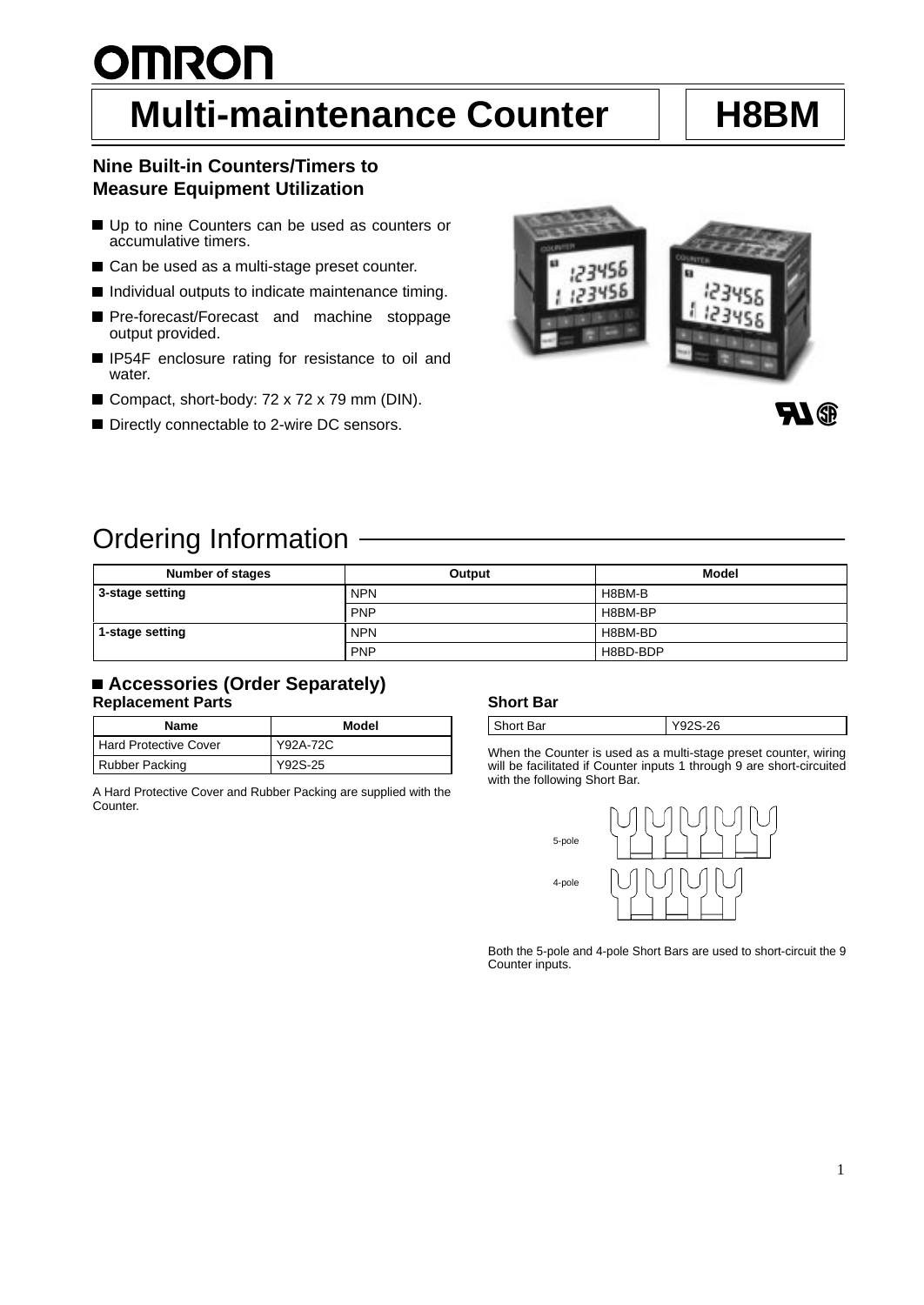# OMRON

# Multi-maintenance Counter — H8BM

**Nine Built-in Counters/Timers to Measure Equipment Utilization**

- Up to nine Counters can be used as counters or accumulative timers.
- Can be used as a multi-stage preset counter.
- Individual outputs to indicate maintenance timing.
- Pre-forecast/Forecast and machine stoppage output provided.
- IP54F enclosure rating for resistance to oil and water.
- Compact, short-body: 72 x 72 x 79 mm (DIN).
- Directly connectable to 2-wire DC sensors.

## Ordering Information

| Number of stages | Output | Model |
|---|---|---|
| **3-stage setting** | NPN | H8BM-B |
| | PNP | H8BM-BP |
| **1-stage setting** | NPN | H8BM-BD |
| | PNP | H8BD-BDP |

### ■ Accessories (Order Separately)

**Replacement Parts**

| Name | Model |
|---|---|
| Hard Protective Cover | Y92A-72C |
| Rubber Packing | Y92S-25 |

A Hard Protective Cover and Rubber Packing are supplied with the Counter.

**Short Bar**

| | |
|---|---|
| Short Bar | Y92S-26 |

When the Counter is used as a multi-stage preset counter, wiring will be facilitated if Counter inputs 1 through 9 are short-circuited with the following Short Bar.

5-pole

4-pole

Both the 5-pole and 4-pole Short Bars are used to short-circuit the 9 Counter inputs.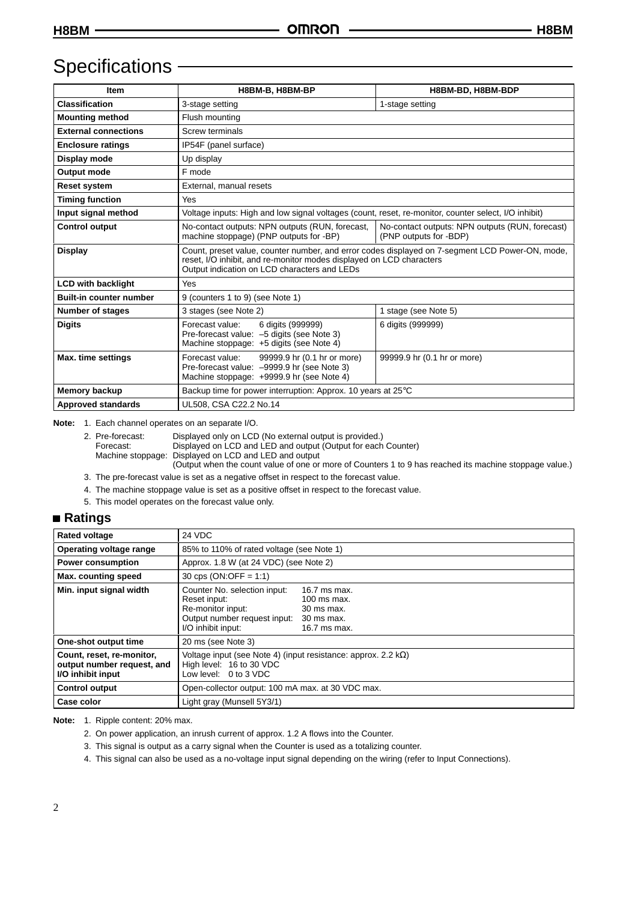# Specifications

| Item | H8BM-B, H8BM-BP | H8BM-BD, H8BM-BDP |
|---|---|---|
| **Classification** | 3-stage setting | 1-stage setting |
| **Mounting method** | Flush mounting | |
| **External connections** | Screw terminals | |
| **Enclosure ratings** | IP54F (panel surface) | |
| **Display mode** | Up display | |
| **Output mode** | F mode | |
| **Reset system** | External, manual resets | |
| **Timing function** | Yes | |
| **Input signal method** | Voltage inputs: High and low signal voltages (count, reset, re-monitor, counter select, I/O inhibit) | |
| **Control output** | No-contact outputs: NPN outputs (RUN, forecast, machine stoppage) (PNP outputs for -BP) | No-contact outputs: NPN outputs (RUN, forecast) (PNP outputs for -BDP) |
| **Display** | Count, preset value, counter number, and error codes displayed on 7-segment LCD Power-ON, mode, reset, I/O inhibit, and re-monitor modes displayed on LCD characters<br>Output indication on LCD characters and LEDs | |
| **LCD with backlight** | Yes | |
| **Built-in counter number** | 9 (counters 1 to 9) (see Note 1) | |
| **Number of stages** | 3 stages (see Note 2) | 1 stage (see Note 5) |
| **Digits** | Forecast value: 6 digits (999999)<br>Pre-forecast value: –5 digits (see Note 3)<br>Machine stoppage: +5 digits (see Note 4) | 6 digits (999999) |
| **Max. time settings** | Forecast value: 99999.9 hr (0.1 hr or more)<br>Pre-forecast value: –9999.9 hr (see Note 3)<br>Machine stoppage: +9999.9 hr (see Note 4) | 99999.9 hr (0.1 hr or more) |
| **Memory backup** | Backup time for power interruption: Approx. 10 years at 25°C | |
| **Approved standards** | UL508, CSA C22.2 No.14 | |

**Note:** 1. Each channel operates on an separate I/O.

2. Pre-forecast: Displayed only on LCD (No external output is provided.)
   Forecast: Displayed on LCD and LED and output (Output for each Counter)
   Machine stoppage: Displayed on LCD and LED and output
   (Output when the count value of one or more of Counters 1 to 9 has reached its machine stoppage value.)

3. The pre-forecast value is set as a negative offset in respect to the forecast value.

4. The machine stoppage value is set as a positive offset in respect to the forecast value.

5. This model operates on the forecast value only.

## Ratings

| | |
|---|---|
| **Rated voltage** | 24 VDC |
| **Operating voltage range** | 85% to 110% of rated voltage (see Note 1) |
| **Power consumption** | Approx. 1.8 W (at 24 VDC) (see Note 2) |
| **Max. counting speed** | 30 cps (ON:OFF = 1:1) |
| **Min. input signal width** | Counter No. selection input: 16.7 ms max.<br>Reset input: 100 ms max.<br>Re-monitor input: 30 ms max.<br>Output number request input: 30 ms max.<br>I/O inhibit input: 16.7 ms max. |
| **One-shot output time** | 20 ms (see Note 3) |
| **Count, reset, re-monitor, output number request, and I/O inhibit input** | Voltage input (see Note 4) (input resistance: approx. 2.2 kΩ)<br>High level: 16 to 30 VDC<br>Low level: 0 to 3 VDC |
| **Control output** | Open-collector output: 100 mA max. at 30 VDC max. |
| **Case color** | Light gray (Munsell 5Y3/1) |

**Note:** 1. Ripple content: 20% max.

2. On power application, an inrush current of approx. 1.2 A flows into the Counter.

3. This signal is output as a carry signal when the Counter is used as a totalizing counter.

4. This signal can also be used as a no-voltage input signal depending on the wiring (refer to Input Connections).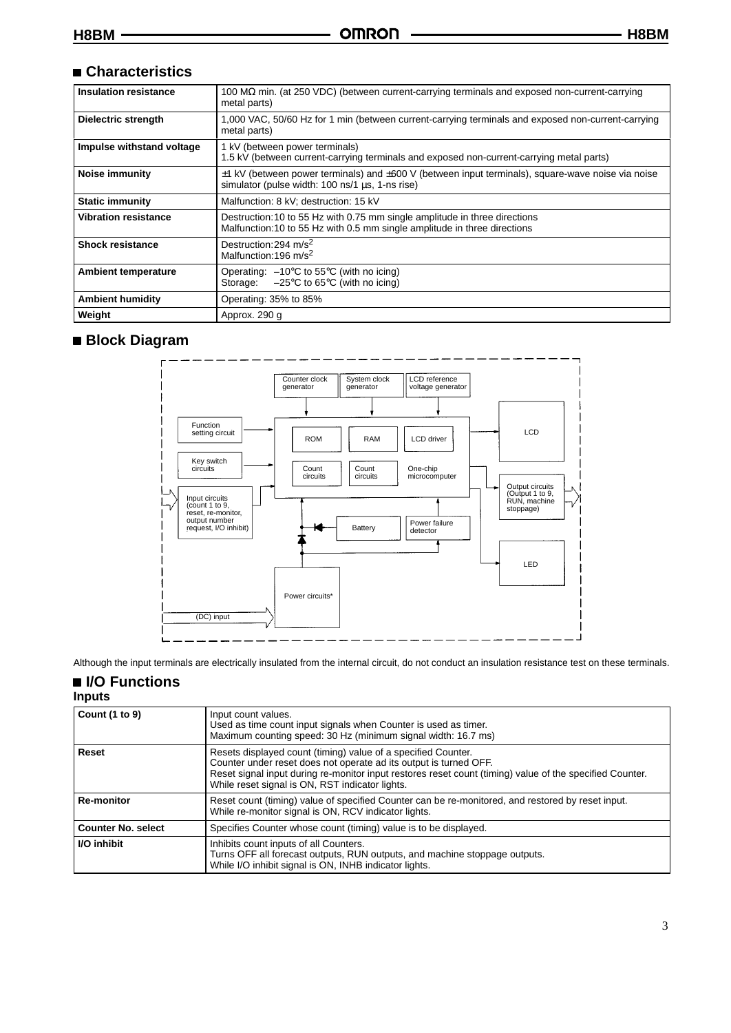## Characteristics

| | |
|---|---|
| **Insulation resistance** | 100 MΩ min. (at 250 VDC) (between current-carrying terminals and exposed non-current-carrying metal parts) |
| **Dielectric strength** | 1,000 VAC, 50/60 Hz for 1 min (between current-carrying terminals and exposed non-current-carrying metal parts) |
| **Impulse withstand voltage** | 1 kV (between power terminals)<br>1.5 kV (between current-carrying terminals and exposed non-current-carrying metal parts) |
| **Noise immunity** | ±1 kV (between power terminals) and ±600 V (between input terminals), square-wave noise via noise simulator (pulse width: 100 ns/1 µs, 1-ns rise) |
| **Static immunity** | Malfunction: 8 kV; destruction: 15 kV |
| **Vibration resistance** | Destruction:10 to 55 Hz with 0.75 mm single amplitude in three directions<br>Malfunction:10 to 55 Hz with 0.5 mm single amplitude in three directions |
| **Shock resistance** | Destruction:294 m/s$^2$<br>Malfunction:196 m/s$^2$ |
| **Ambient temperature** | Operating: –10°C to 55°C (with no icing)<br>Storage: –25°C to 65°C (with no icing) |
| **Ambient humidity** | Operating: 35% to 85% |
| **Weight** | Approx. 290 g |

## Block Diagram

Counter clock generator
System clock generator
LCD reference voltage generator
Function setting circuit
Key switch circuits
ROM
RAM
LCD driver
Count circuits
Count circuits
One-chip microcomputer
LCD
Output circuits (Output 1 to 9, RUN, machine stoppage)
Input circuits (count 1 to 9, reset, re-monitor, output number request, I/O inhibit)
Battery
Power failure detector
LED
Power circuits*
(DC) input

Although the input terminals are electrically insulated from the internal circuit, do not conduct an insulation resistance test on these terminals.

## I/O Functions

### Inputs

| | |
|---|---|
| **Count (1 to 9)** | Input count values.<br>Used as time count input signals when Counter is used as timer.<br>Maximum counting speed: 30 Hz (minimum signal width: 16.7 ms) |
| **Reset** | Resets displayed count (timing) value of a specified Counter.<br>Counter under reset does not operate ad its output is turned OFF.<br>Reset signal input during re-monitor input restores reset count (timing) value of the specified Counter.<br>While reset signal is ON, RST indicator lights. |
| **Re-monitor** | Reset count (timing) value of specified Counter can be re-monitored, and restored by reset input.<br>While re-monitor signal is ON, RCV indicator lights. |
| **Counter No. select** | Specifies Counter whose count (timing) value is to be displayed. |
| **I/O inhibit** | Inhibits count inputs of all Counters.<br>Turns OFF all forecast outputs, RUN outputs, and machine stoppage outputs.<br>While I/O inhibit signal is ON, INHB indicator lights. |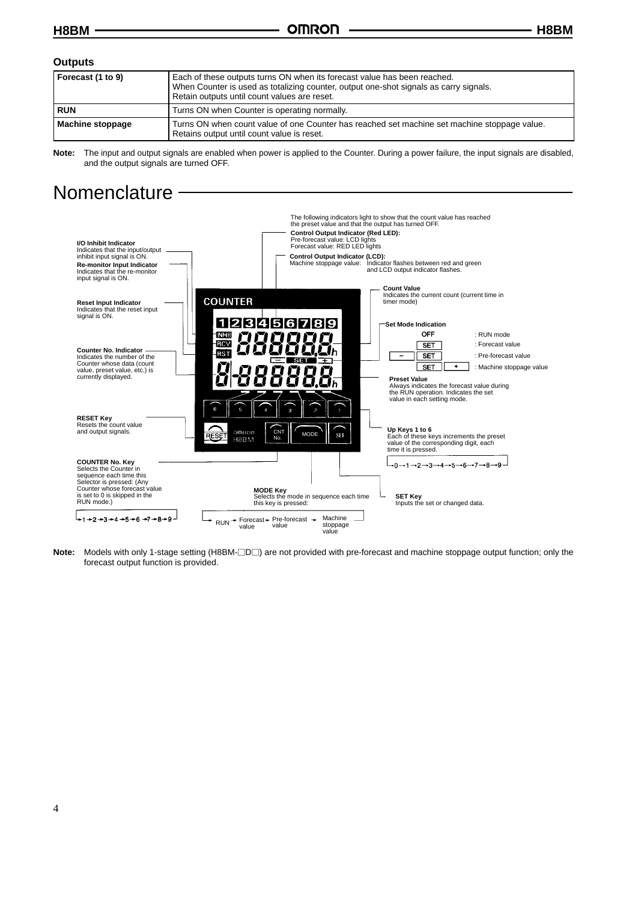### Outputs

| | |
|---|---|
| **Forecast (1 to 9)** | Each of these outputs turns ON when its forecast value has been reached. When Counter is used as totalizing counter, output one-shot signals as carry signals. Retain outputs until count values are reset. |
| **RUN** | Turns ON when Counter is operating normally. |
| **Machine stoppage** | Turns ON when count value of one Counter has reached set machine set machine stoppage value. Retains output until count value is reset. |

**Note:** The input and output signals are enabled when power is applied to the Counter. During a power failure, the input signals are disabled, and the output signals are turned OFF.

# Nomenclature

The following indicators light to show that the count value has reached the preset value and that the output has turned OFF.

**Control Output Indicator (Red LED):**
Pre-forecast value: LCD lights
Forecast value: RED LED lights

**Control Output Indicator (LCD):**
Machine stoppage value: Indicator flashes between red and green and LCD output indicator flashes.

**I/O Inhibit Indicator**
Indicates that the input/output inhibit input signal is ON.

**Re-monitor Input Indicator**
Indicates that the re-monitor input signal is ON.

**Reset Input Indicator**
Indicates that the reset input signal is ON.

**Counter No. Indicator**
Indicates the number of the Counter whose data (count value, preset value, etc.) is currently displayed.

**RESET Key**
Resets the count value and output signals.

**COUNTER No. Key**
Selects the Counter in sequence each time this Selector is pressed: (Any Counter whose forecast value is set to 0 is skipped in the RUN mode.)

1 → 2 → 3 → 4 → 5 → 6 → 7 → 8 → 9

**Count Value**
Indicates the current count (current time in timer mode)

**Set Mode Indication**

| Indication | Mode |
|---|---|
| OFF | : RUN mode |
| SET | : Forecast value |
| − SET | : Pre-forecast value |
| SET + | : Machine stoppage value |

**Preset Value**
Always indicates the forecast value during the RUN operation. Indicates the set value in each setting mode.

**Up Keys 1 to 6**
Each of these keys increments the preset value of the corresponding digit, each time it is pressed.

0 → 1 → 2 → 3 → 4 → 5 → 6 → 7 → 8 → 9

**MODE Key**
Selects the mode in sequence each time this key is pressed:

RUN → Forecast value → Pre-forecast value → Machine stoppage value

**SET Key**
Inputs the set or changed data.

**Note:** Models with only 1-stage setting (H8BM-□D□) are not provided with pre-forecast and machine stoppage output function; only the forecast output function is provided.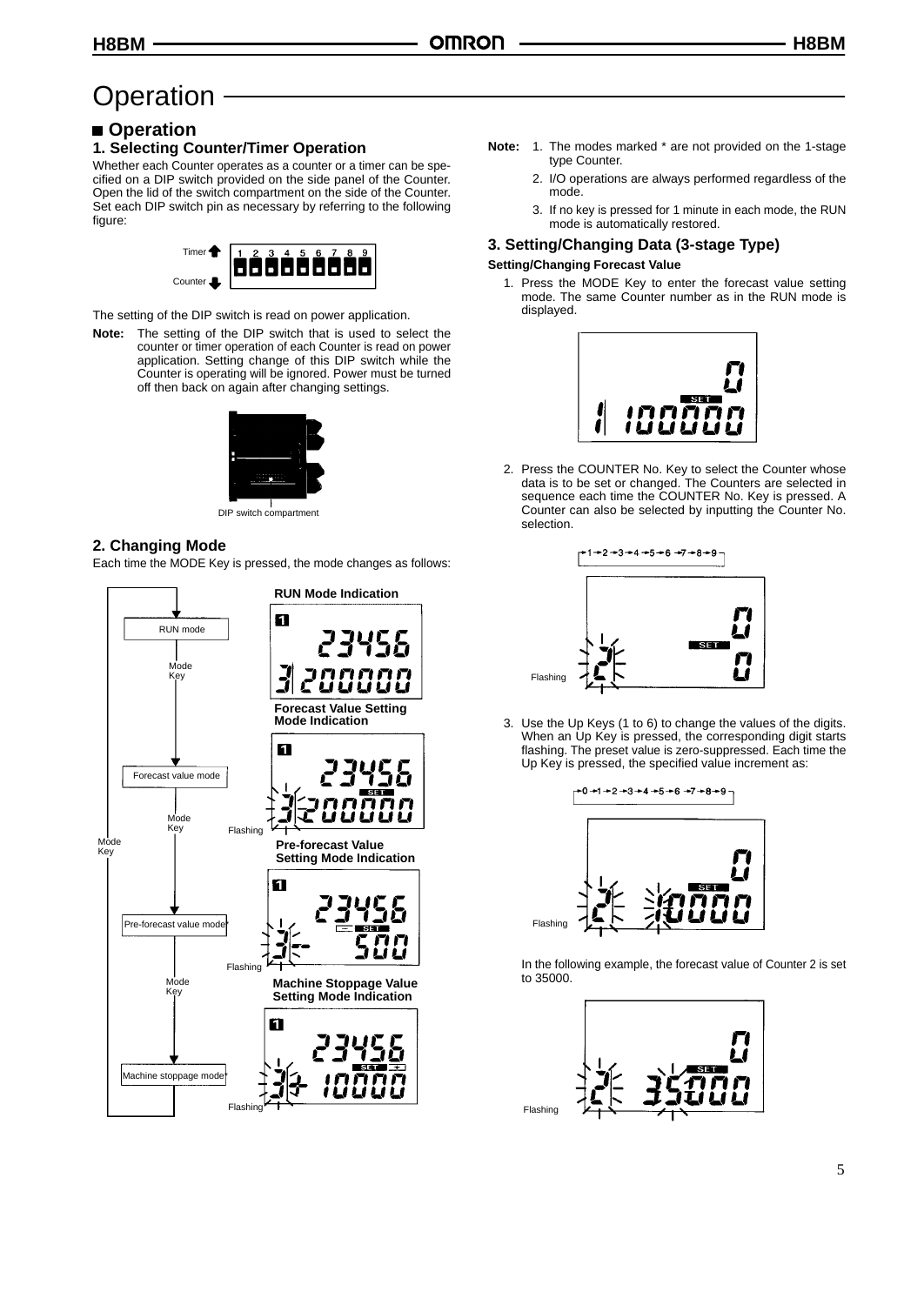# Operation

## ■ Operation

### 1. Selecting Counter/Timer Operation

Whether each Counter operates as a counter or a timer can be specified on a DIP switch provided on the side panel of the Counter. Open the lid of the switch compartment on the side of the Counter. Set each DIP switch pin as necessary by referring to the following figure:

Timer
Counter
1 2 3 4 5 6 7 8 9

The setting of the DIP switch is read on power application.

**Note:** The setting of the DIP switch that is used to select the counter or timer operation of each Counter is read on power application. Setting change of this DIP switch while the Counter is operating will be ignored. Power must be turned off then back on again after changing settings.

DIP switch compartment

### 2. Changing Mode

Each time the MODE Key is pressed, the mode changes as follows:

RUN mode
Mode Key
Forecast value mode
Mode Key
Pre-forecast value mode*
Mode Key
Machine stoppage mode*
Mode Key

**RUN Mode Indication**

1
23456
3 200000

**Forecast Value Setting Mode Indication**

1
23456
SET
3 200000
Flashing

**Pre-forecast Value Setting Mode Indication**

1
23456
SET
3 500
Flashing

**Machine Stoppage Value Setting Mode Indication**

1
23456
SET
3 10000
Flashing

**Note:**
1. The modes marked * are not provided on the 1-stage type Counter.
2. I/O operations are always performed regardless of the mode.
3. If no key is pressed for 1 minute in each mode, the RUN mode is automatically restored.

### 3. Setting/Changing Data (3-stage Type)

**Setting/Changing Forecast Value**

1. Press the MODE Key to enter the forecast value setting mode. The same Counter number as in the RUN mode is displayed.

0
SET
1 100000

2. Press the COUNTER No. Key to select the Counter whose data is to be set or changed. The Counters are selected in sequence each time the COUNTER No. Key is pressed. A Counter can also be selected by inputting the Counter No. selection.

→1→2→3→4→5→6→7→8→9

0
SET
2 0
Flashing

3. Use the Up Keys (1 to 6) to change the values of the digits. When an Up Key is pressed, the corresponding digit starts flashing. The preset value is zero-suppressed. Each time the Up Key is pressed, the specified value increment as:

→0→1→2→3→4→5→6→7→8→9

0
SET
2 10000
Flashing

In the following example, the forecast value of Counter 2 is set to 35000.

0
SET
2 35000
Flashing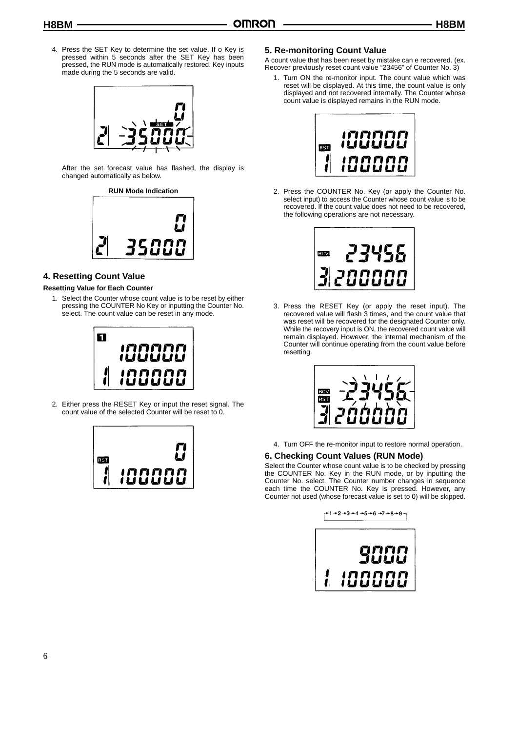4. Press the SET Key to determine the set value. If o Key is pressed within 5 seconds after the SET Key has been pressed, the RUN mode is automatically restored. Key inputs made during the 5 seconds are valid.

After the set forecast value has flashed, the display is changed automatically as below.

**RUN Mode Indication**

## 4. Resetting Count Value

### Resetting Value for Each Counter

1. Select the Counter whose count value is to be reset by either pressing the COUNTER No Key or inputting the Counter No. select. The count value can be reset in any mode.

2. Either press the RESET Key or input the reset signal. The count value of the selected Counter will be reset to 0.

## 5. Re-monitoring Count Value

A count value that has been reset by mistake can e recovered. (ex. Recover previously reset count value "23456" of Counter No. 3)

1. Turn ON the re-monitor input. The count value which was reset will be displayed. At this time, the count value is only displayed and not recovered internally. The Counter whose count value is displayed remains in the RUN mode.

2. Press the COUNTER No. Key (or apply the Counter No. select input) to access the Counter whose count value is to be recovered. If the count value does not need to be recovered, the following operations are not necessary.

3. Press the RESET Key (or apply the reset input). The recovered value will flash 3 times, and the count value that was reset will be recovered for the designated Counter only. While the recovery input is ON, the recovered count value will remain displayed. However, the internal mechanism of the Counter will continue operating from the count value before resetting.

4. Turn OFF the re-monitor input to restore normal operation.

## 6. Checking Count Values (RUN Mode)

Select the Counter whose count value is to be checked by pressing the COUNTER No. Key in the RUN mode, or by inputting the Counter No. select. The Counter number changes in sequence each time the COUNTER No. Key is pressed. However, any Counter not used (whose forecast value is set to 0) will be skipped.

1 → 2 → 3 → 4 → 5 → 6 → 7 → 8 → 9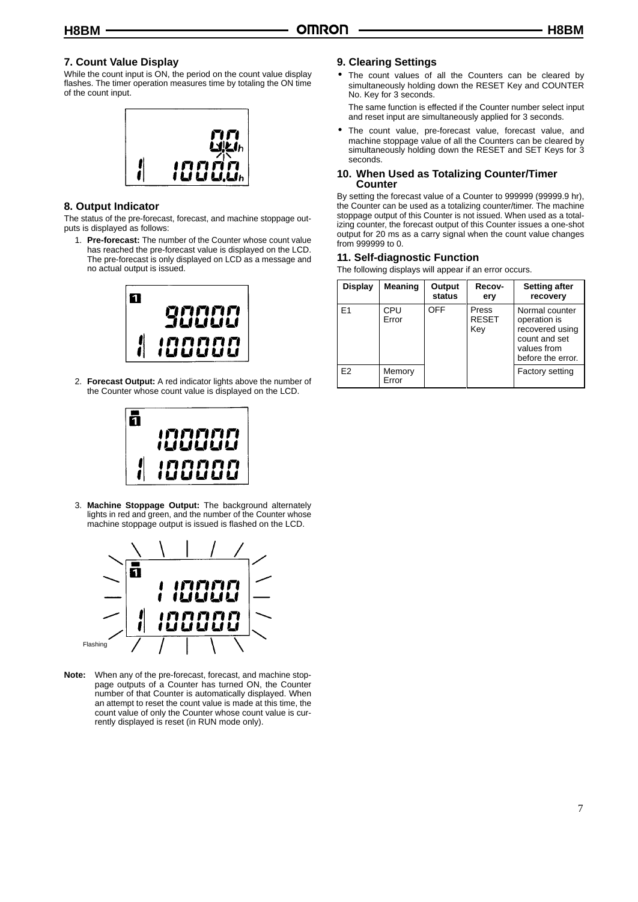## 7. Count Value Display

While the count input is ON, the period on the count value display flashes. The timer operation measures time by totaling the ON time of the count input.

## 8. Output Indicator

The status of the pre-forecast, forecast, and machine stoppage outputs is displayed as follows:

1. **Pre-forecast:** The number of the Counter whose count value has reached the pre-forecast value is displayed on the LCD. The pre-forecast is only displayed on LCD as a message and no actual output is issued.

2. **Forecast Output:** A red indicator lights above the number of the Counter whose count value is displayed on the LCD.

3. **Machine Stoppage Output:** The background alternately lights in red and green, and the number of the Counter whose machine stoppage output is issued is flashed on the LCD.

Flashing

**Note:** When any of the pre-forecast, forecast, and machine stoppage outputs of a Counter has turned ON, the Counter number of that Counter is automatically displayed. When an attempt to reset the count value is made at this time, the count value of only the Counter whose count value is currently displayed is reset (in RUN mode only).

## 9. Clearing Settings

- The count values of all the Counters can be cleared by simultaneously holding down the RESET Key and COUNTER No. Key for 3 seconds.

  The same function is effected if the Counter number select input and reset input are simultaneously applied for 3 seconds.

- The count value, pre-forecast value, forecast value, and machine stoppage value of all the Counters can be cleared by simultaneously holding down the RESET and SET Keys for 3 seconds.

## 10. When Used as Totalizing Counter/Timer Counter

By setting the forecast value of a Counter to 999999 (99999.9 hr), the Counter can be used as a totalizing counter/timer. The machine stoppage output of this Counter is not issued. When used as a totalizing counter, the forecast output of this Counter issues a one-shot output for 20 ms as a carry signal when the count value changes from 999999 to 0.

## 11. Self-diagnostic Function

The following displays will appear if an error occurs.

| Display | Meaning | Output status | Recovery | Setting after recovery |
|---|---|---|---|---|
| E1 | CPU Error | OFF | Press RESET Key | Normal counter operation is recovered using count and set values from before the error. |
| E2 | Memory Error | | | Factory setting |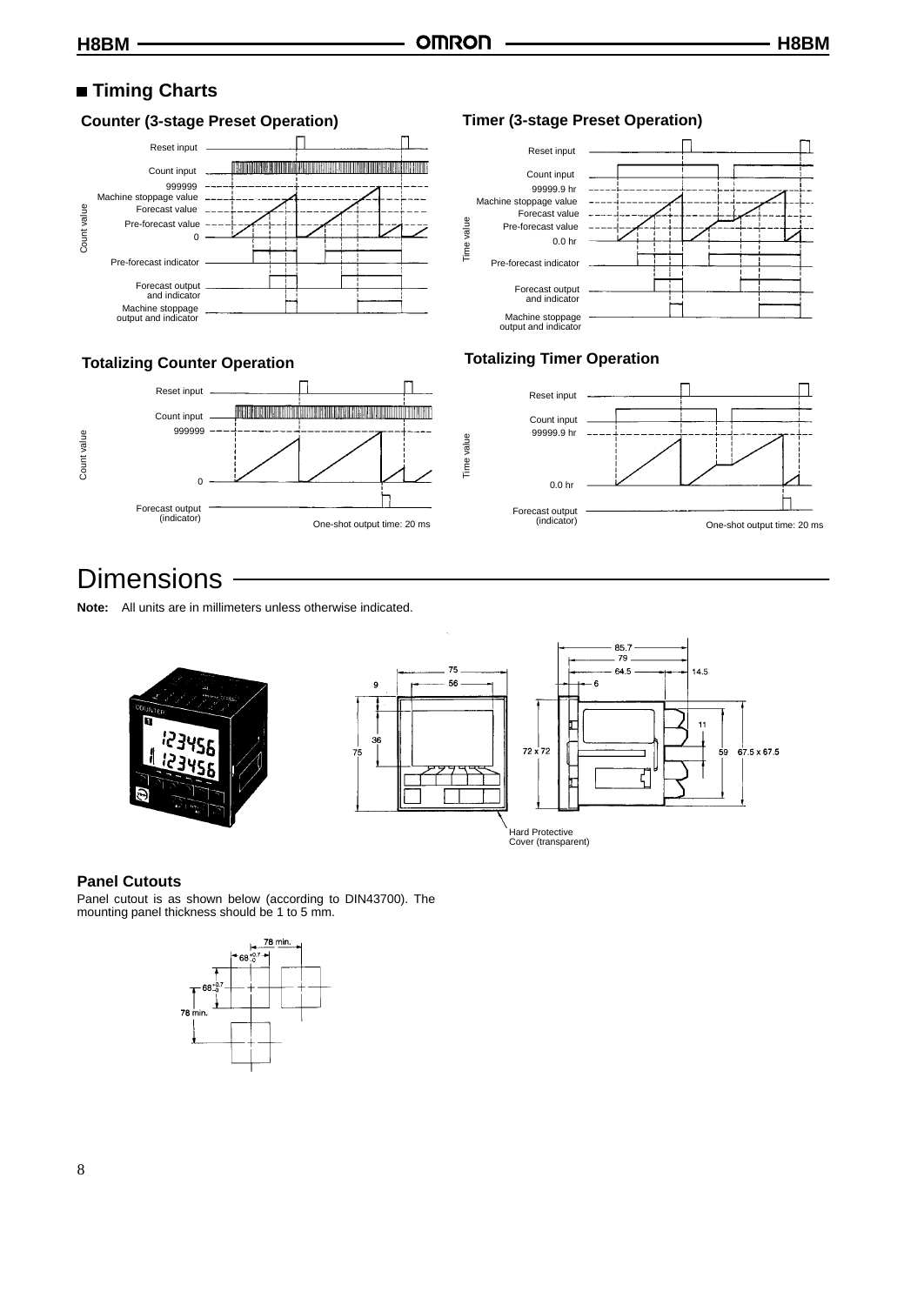## ■ Timing Charts

### Counter (3-stage Preset Operation)

Reset input
Count input
999999
Machine stoppage value
Forecast value
Pre-forecast value
0
Count value
Pre-forecast indicator
Forecast output and indicator
Machine stoppage output and indicator

### Timer (3-stage Preset Operation)

Reset input
Count input
99999.9 hr
Machine stoppage value
Forecast value
Pre-forecast value
0.0 hr
Time value
Pre-forecast indicator
Forecast output and indicator
Machine stoppage output and indicator

### Totalizing Counter Operation

Reset input
Count input
999999
Count value
0
Forecast output (indicator)
One-shot output time: 20 ms

### Totalizing Timer Operation

Reset input
Count input
99999.9 hr
Time value
0.0 hr
Forecast output (indicator)
One-shot output time: 20 ms

# Dimensions

**Note:** All units are in millimeters unless otherwise indicated.

75
56
9
36
75
85.7
79
64.5
14.5
6
72 x 72
11
59
67.5 x 67.5
Hard Protective Cover (transparent)

### Panel Cutouts

Panel cutout is as shown below (according to DIN43700). The mounting panel thickness should be 1 to 5 mm.

78 min.
$68^{+0.7}_{-0}$
$68^{+0.7}_{-0}$
78 min.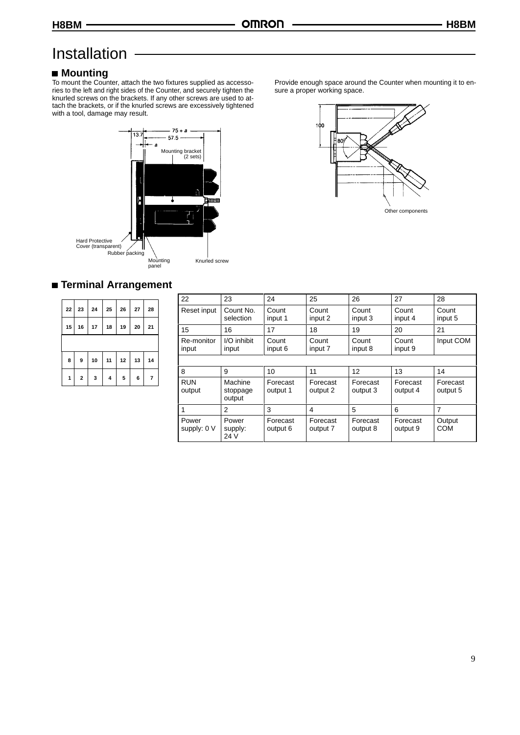# Installation

## ■ Mounting

To mount the Counter, attach the two fixtures supplied as accessories to the left and right sides of the Counter, and securely tighten the knurled screws on the brackets. If any other screws are used to attach the brackets, or if the knurled screws are excessively tightened with a tool, damage may result.

13.7
75 + a
57.5
a
Mounting bracket (2 sets)
Hard Protective Cover (transparent)
Rubber packing
Mounting panel
Knurled screw

Provide enough space around the Counter when mounting it to ensure a proper working space.

100
80°
Other components

## ■ Terminal Arrangement

| | | | | | | |
|---|---|---|---|---|---|---|
| 22 | 23 | 24 | 25 | 26 | 27 | 28 |
| 15 | 16 | 17 | 18 | 19 | 20 | 21 |
| | | | | | | |
| 8 | 9 | 10 | 11 | 12 | 13 | 14 |
| 1 | 2 | 3 | 4 | 5 | 6 | 7 |

| | | | | | | |
|---|---|---|---|---|---|---|
| 22 | 23 | 24 | 25 | 26 | 27 | 28 |
| Reset input | Count No. selection | Count input 1 | Count input 2 | Count input 3 | Count input 4 | Count input 5 |
| 15 | 16 | 17 | 18 | 19 | 20 | 21 |
| Re-monitor input | I/O inhibit input | Count input 6 | Count input 7 | Count input 8 | Count input 9 | Input COM |
| | | | | | | |
| 8 | 9 | 10 | 11 | 12 | 13 | 14 |
| RUN output | Machine stoppage output | Forecast output 1 | Forecast output 2 | Forecast output 3 | Forecast output 4 | Forecast output 5 |
| 1 | 2 | 3 | 4 | 5 | 6 | 7 |
| Power supply: 0 V | Power supply: 24 V | Forecast output 6 | Forecast output 7 | Forecast output 8 | Forecast output 9 | Output COM |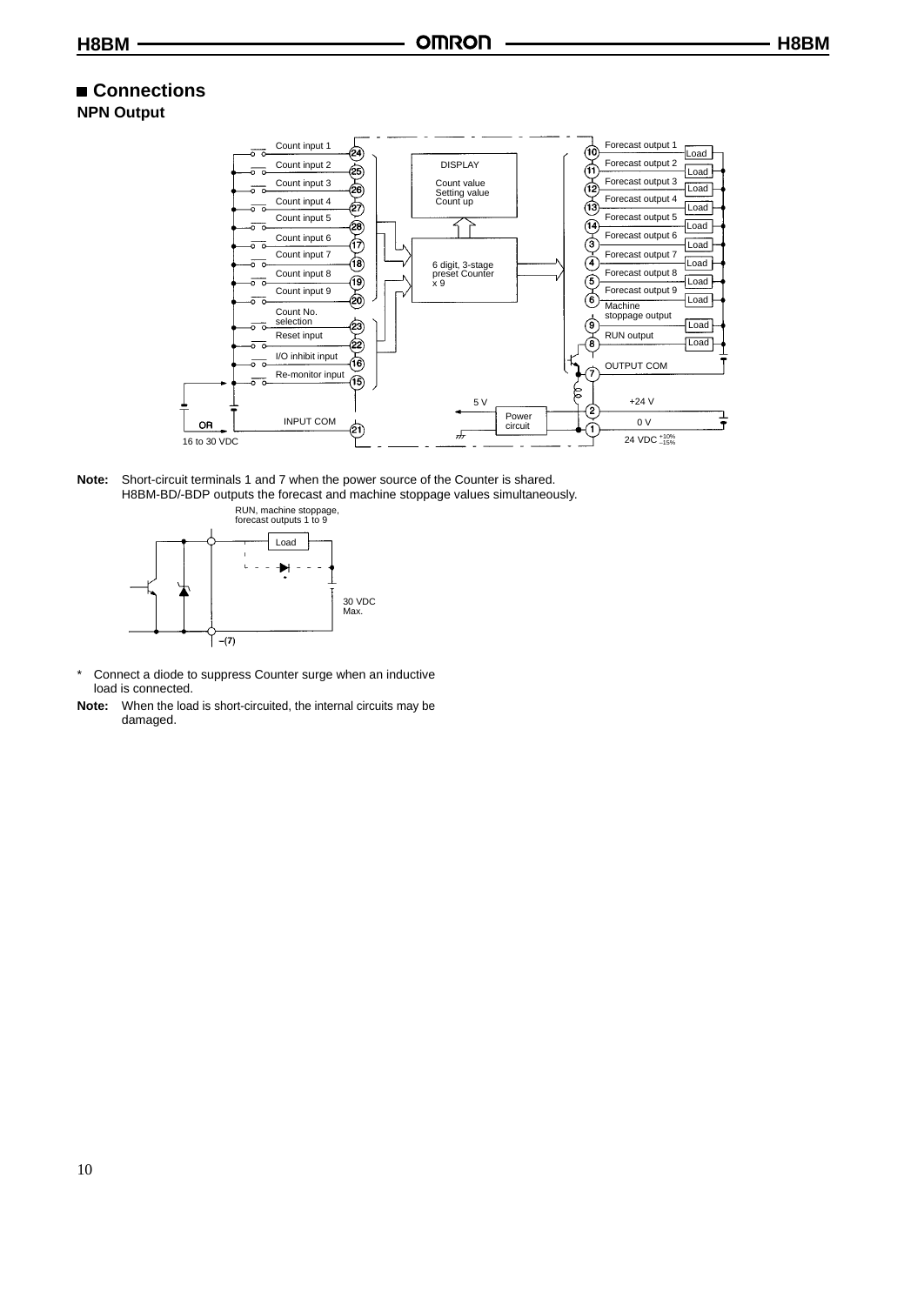## ■ Connections

### NPN Output

Count input 1
Count input 2
Count input 3
Count input 4
Count input 5
Count input 6
Count input 7
Count input 8
Count input 9
Count No. selection
Reset input
I/O inhibit input
Re-monitor input
INPUT COM
OR
16 to 30 VDC

24 25 26 27 28 17 18 19 20 23 22 16 15 21

DISPLAY
Count value
Setting value
Count up

6 digit, 3-stage preset Counter x 9

5 V
Power circuit

Forecast output 1
Forecast output 2
Forecast output 3
Forecast output 4
Forecast output 5
Forecast output 6
Forecast output 7
Forecast output 8
Forecast output 9
Machine stoppage output
RUN output
OUTPUT COM
+24 V
0 V
24 VDC $^{+10\%}_{-15\%}$

10 11 12 13 14 3 4 5 6 9 8 7 2 1

Load

**Note:** Short-circuit terminals 1 and 7 when the power source of the Counter is shared.
H8BM-BD/-BDP outputs the forecast and machine stoppage values simultaneously.

RUN, machine stoppage, forecast outputs 1 to 9
Load
30 VDC Max.
–(7)

\* Connect a diode to suppress Counter surge when an inductive load is connected.

**Note:** When the load is short-circuited, the internal circuits may be damaged.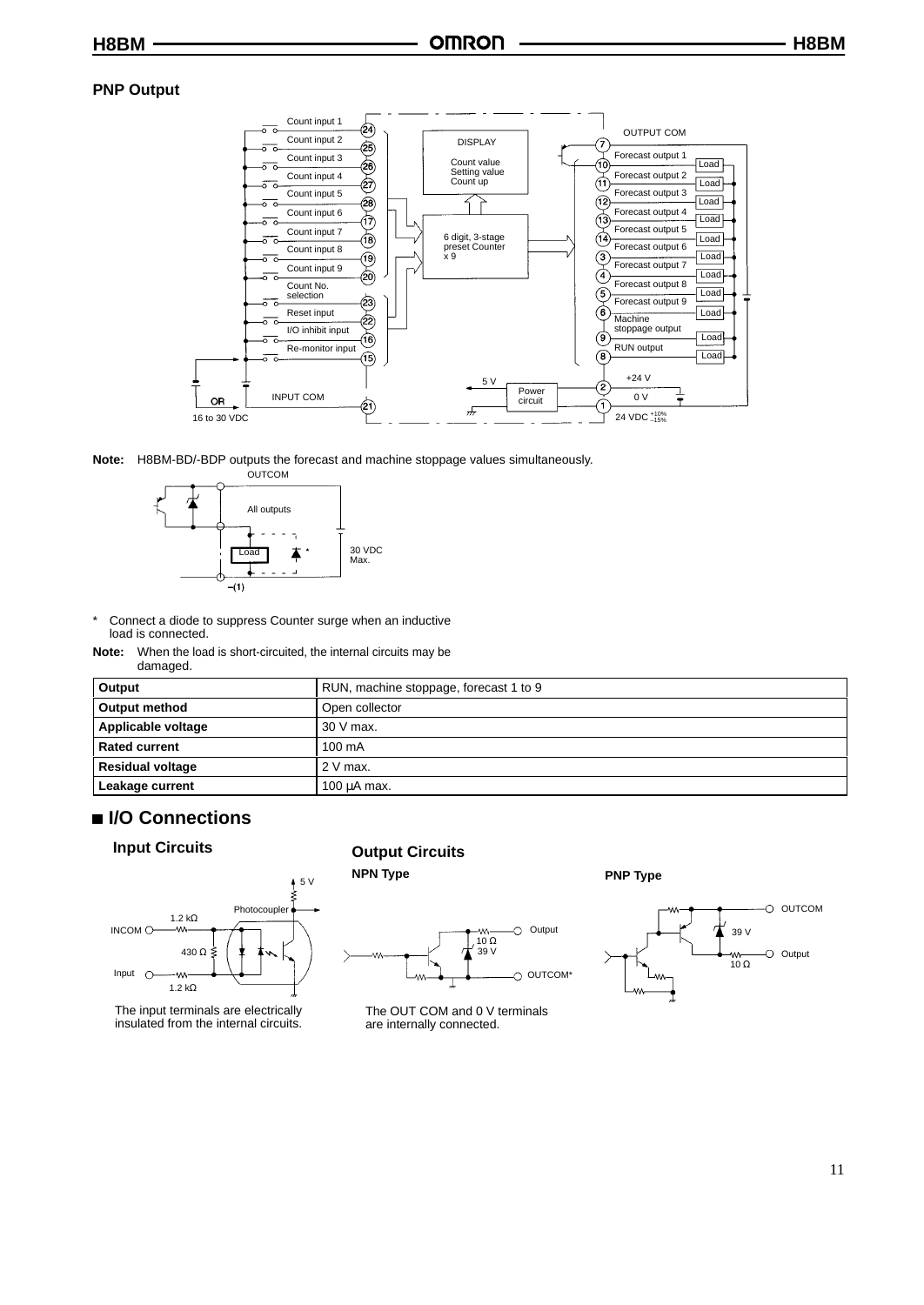### PNP Output

Count input 1
Count input 2
Count input 3
Count input 4
Count input 5
Count input 6
Count input 7
Count input 8
Count input 9
Count No. selection
Reset input
I/O inhibit input
Re-monitor input
24 25 26 27 28 17 18 19 20 23 22 16 15
OR
16 to 30 VDC
INPUT COM 21
DISPLAY
Count value
Setting value
Count up
6 digit, 3-stage preset Counter x 9
5 V
Power circuit
OUTPUT COM 7
Forecast output 1 10
Forecast output 2 11
Forecast output 3 12
Forecast output 4 13
Forecast output 5 14
Forecast output 6 3
Forecast output 7 4
Forecast output 8 5
Forecast output 9 6
Machine stoppage output 9
RUN output 8
Load
+24 V 2
0 V 1
24 VDC $^{+10\%}_{-15\%}$

**Note:** H8BM-BD/-BDP outputs the forecast and machine stoppage values simultaneously.

OUTCOM
All outputs
Load
30 VDC Max.
(1)

\* Connect a diode to suppress Counter surge when an inductive load is connected.

**Note:** When the load is short-circuited, the internal circuits may be damaged.

| | |
|---|---|
| **Output** | RUN, machine stoppage, forecast 1 to 9 |
| **Output method** | Open collector |
| **Applicable voltage** | 30 V max. |
| **Rated current** | 100 mA |
| **Residual voltage** | 2 V max. |
| **Leakage current** | 100 μA max. |

## I/O Connections

### Input Circuits

5 V
Photocoupler
1.2 kΩ
INCOM
430 Ω
Input
1.2 kΩ

The input terminals are electrically insulated from the internal circuits.

### Output Circuits

**NPN Type**

Output
10 Ω
39 V
OUTCOM*

The OUT COM and 0 V terminals are internally connected.

**PNP Type**

OUTCOM
39 V
Output
10 Ω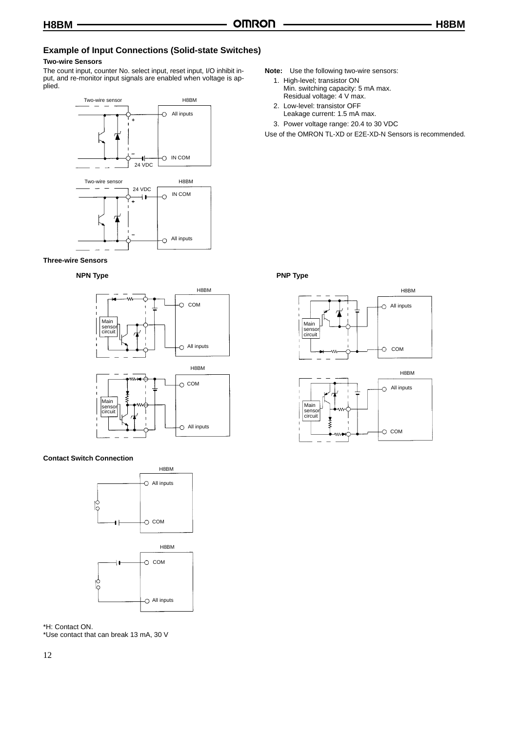## Example of Input Connections (Solid-state Switches)

### Two-wire Sensors

The count input, counter No. select input, reset input, I/O inhibit input, and re-monitor input signals are enabled when voltage is applied.

Two-wire sensor
H8BM
All inputs
+
−
IN COM
24 VDC

Two-wire sensor
H8BM
24 VDC
IN COM
+
−
All inputs

**Note:** Use the following two-wire sensors:

1. High-level; transistor ON
   Min. switching capacity: 5 mA max.
   Residual voltage: 4 V max.
2. Low-level: transistor OFF
   Leakage current: 1.5 mA max.
3. Power voltage range: 20.4 to 30 VDC

Use of the OMRON TL-XD or E2E-XD-N Sensors is recommended.

### Three-wire Sensors

**NPN Type**

H8BM
COM
Main sensor circuit
All inputs

H8BM
COM
Main sensor circuit
All inputs

**PNP Type**

H8BM
All inputs
Main sensor circuit
COM

H8BM
All inputs
Main sensor circuit
COM

### Contact Switch Connection

H8BM
All inputs
COM

H8BM
COM
All inputs

*H: Contact ON.
*Use contact that can break 13 mA, 30 V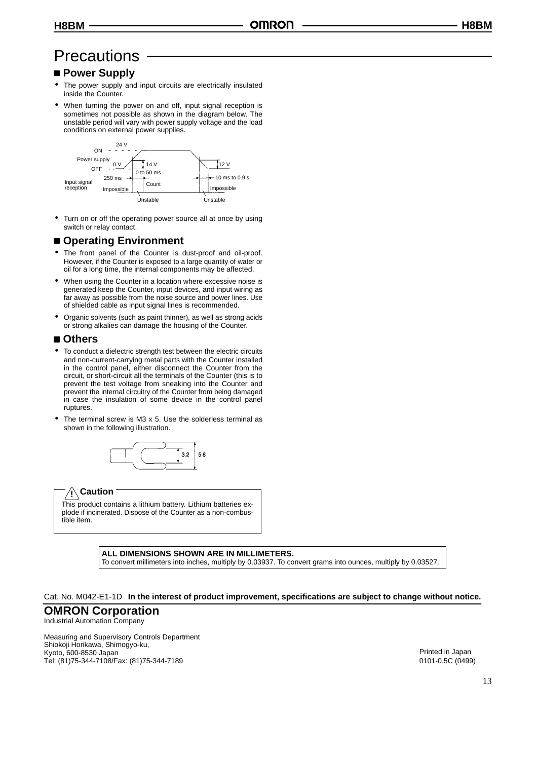# Precautions

## ■ Power Supply

- The power supply and input circuits are electrically insulated inside the Counter.
- When turning the power on and off, input signal reception is sometimes not possible as shown in the diagram below. The unstable period will vary with power supply voltage and the load conditions on external power supplies.

24 V
ON
Power supply
OFF
0 V
14 V
12 V
0 to 50 ms
250 ms
10 ms to 0.9 s
Input signal reception
Count
Impossible
Impossible
Unstable
Unstable

- Turn on or off the operating power source all at once by using switch or relay contact.

## ■ Operating Environment

- The front panel of the Counter is dust-proof and oil-proof. However, if the Counter is exposed to a large quantity of water or oil for a long time, the internal components may be affected.
- When using the Counter in a location where excessive noise is generated keep the Counter, input devices, and input wiring as far away as possible from the noise source and power lines. Use of shielded cable as input signal lines is recommended.
- Organic solvents (such as paint thinner), as well as strong acids or strong alkalies can damage the housing of the Counter.

## ■ Others

- To conduct a dielectric strength test between the electric circuits and non-current-carrying metal parts with the Counter installed in the control panel, either disconnect the Counter from the circuit, or short-circuit all the terminals of the Counter (this is to prevent the test voltage from sneaking into the Counter and prevent the internal circuitry of the Counter from being damaged in case the insulation of some device in the control panel ruptures.
- The terminal screw is M3 x 5. Use the solderless terminal as shown in the following illustration.

3.2
5.8

**Caution**

This product contains a lithium battery. Lithium batteries explode if incinerated. Dispose of the Counter as a non-combustible item.

**ALL DIMENSIONS SHOWN ARE IN MILLIMETERS.**
To convert millimeters into inches, multiply by 0.03937. To convert grams into ounces, multiply by 0.03527.

Cat. No. M042-E1-1D **In the interest of product improvement, specifications are subject to change without notice.**

**OMRON Corporation**
Industrial Automation Company

Measuring and Supervisory Controls Department
Shiokoji Horikawa, Shimogyo-ku,
Kyoto, 600-8530 Japan
Tel: (81)75-344-7108/Fax: (81)75-344-7189

Printed in Japan
0101-0.5C (0499)